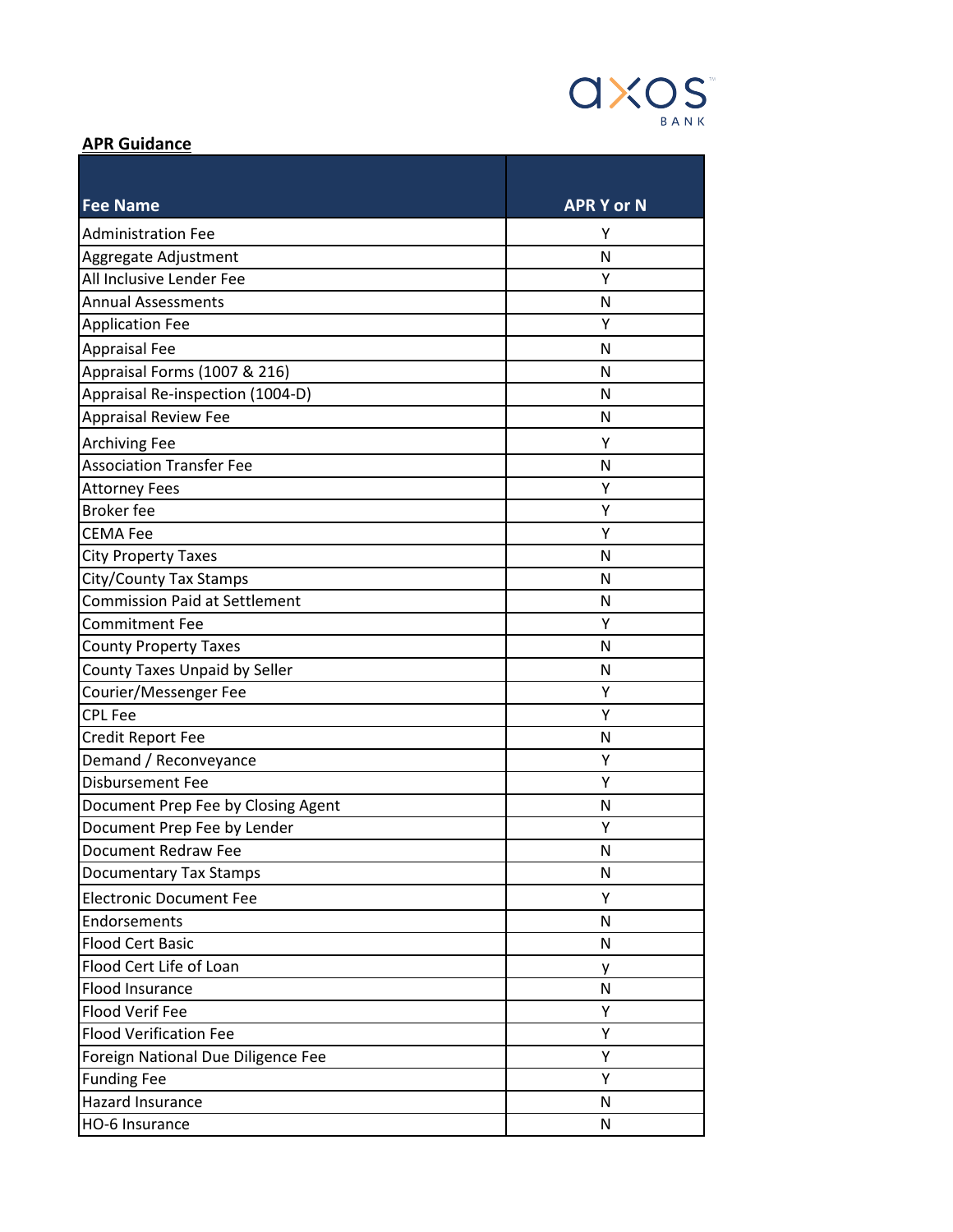**APR Guidance**

| Fee Name | APR Y or N |
|---|---|
| Administration Fee | Y |
| Aggregate Adjustment | N |
| All Inclusive Lender Fee | Y |
| Annual Assessments | N |
| Application Fee | Y |
| Appraisal Fee | N |
| Appraisal Forms (1007 & 216) | N |
| Appraisal Re-inspection (1004-D) | N |
| Appraisal Review Fee | N |
| Archiving Fee | Y |
| Association Transfer Fee | N |
| Attorney Fees | Y |
| Broker fee | Y |
| CEMA Fee | Y |
| City Property Taxes | N |
| City/County Tax Stamps | N |
| Commission Paid at Settlement | N |
| Commitment Fee | Y |
| County Property Taxes | N |
| County Taxes Unpaid by Seller | N |
| Courier/Messenger Fee | Y |
| CPL Fee | Y |
| Credit Report Fee | N |
| Demand / Reconveyance | Y |
| Disbursement Fee | Y |
| Document Prep Fee by Closing Agent | N |
| Document Prep Fee by Lender | Y |
| Document Redraw Fee | N |
| Documentary Tax Stamps | N |
| Electronic Document Fee | Y |
| Endorsements | N |
| Flood Cert Basic | N |
| Flood Cert Life of Loan | y |
| Flood Insurance | N |
| Flood Verif Fee | Y |
| Flood Verification Fee | Y |
| Foreign National Due Diligence Fee | Y |
| Funding Fee | Y |
| Hazard Insurance | N |
| HO-6 Insurance | N |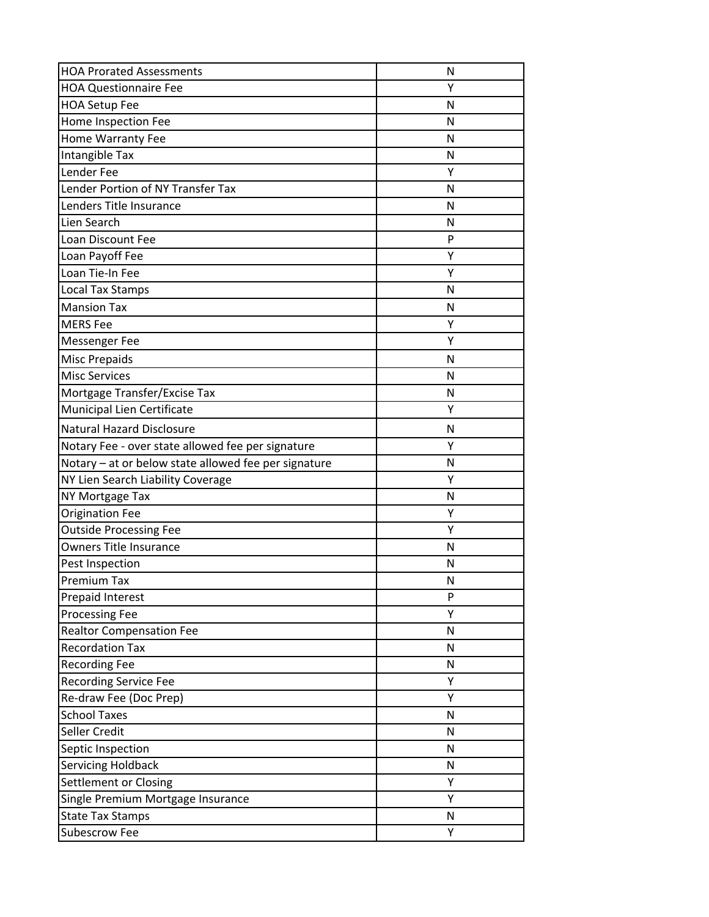| HOA Prorated Assessments | N |
|---|---|
| HOA Questionnaire Fee | Y |
| HOA Setup Fee | N |
| Home Inspection Fee | N |
| Home Warranty Fee | N |
| Intangible Tax | N |
| Lender Fee | Y |
| Lender Portion of NY Transfer Tax | N |
| Lenders Title Insurance | N |
| Lien Search | N |
| Loan Discount Fee | P |
| Loan Payoff Fee | Y |
| Loan Tie-In Fee | Y |
| Local Tax Stamps | N |
| Mansion Tax | N |
| MERS Fee | Y |
| Messenger Fee | Y |
| Misc Prepaids | N |
| Misc Services | N |
| Mortgage Transfer/Excise Tax | N |
| Municipal Lien Certificate | Y |
| Natural Hazard Disclosure | N |
| Notary Fee - over state allowed fee per signature | Y |
| Notary – at or below state allowed fee per signature | N |
| NY Lien Search Liability Coverage | Y |
| NY Mortgage Tax | N |
| Origination Fee | Y |
| Outside Processing Fee | Y |
| Owners Title Insurance | N |
| Pest Inspection | N |
| Premium Tax | N |
| Prepaid Interest | P |
| Processing Fee | Y |
| Realtor Compensation Fee | N |
| Recordation Tax | N |
| Recording Fee | N |
| Recording Service Fee | Y |
| Re-draw Fee (Doc Prep) | Y |
| School Taxes | N |
| Seller Credit | N |
| Septic Inspection | N |
| Servicing Holdback | N |
| Settlement or Closing | Y |
| Single Premium Mortgage Insurance | Y |
| State Tax Stamps | N |
| Subescrow Fee | Y |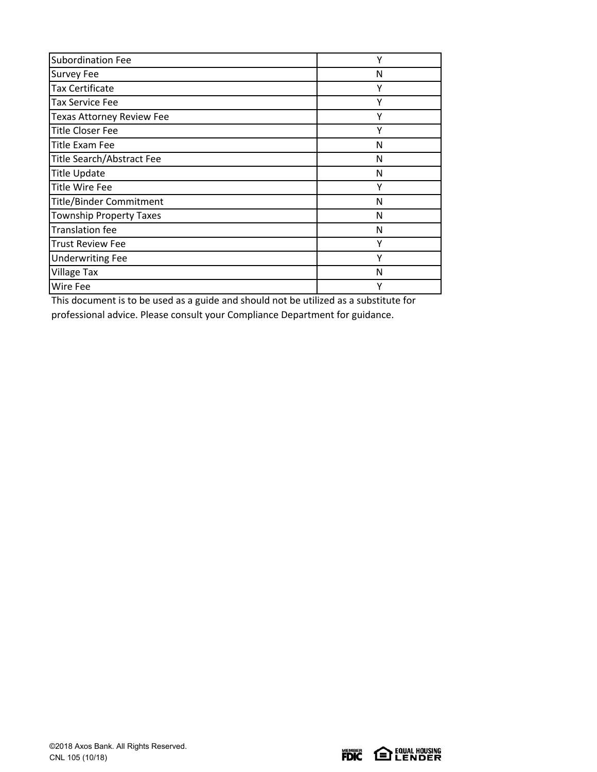| | |
|---|---|
| Subordination Fee | Y |
| Survey Fee | N |
| Tax Certificate | Y |
| Tax Service Fee | Y |
| Texas Attorney Review Fee | Y |
| Title Closer Fee | Y |
| Title Exam Fee | N |
| Title Search/Abstract Fee | N |
| Title Update | N |
| Title Wire Fee | Y |
| Title/Binder Commitment | N |
| Township Property Taxes | N |
| Translation fee | N |
| Trust Review Fee | Y |
| Underwriting Fee | Y |
| Village Tax | N |
| Wire Fee | Y |

This document is to be used as a guide and should not be utilized as a substitute for professional advice. Please consult your Compliance Department for guidance.

©2018 Axos Bank. All Rights Reserved.
CNL 105 (10/18)

MEMBER FDIC EQUAL HOUSING LENDER